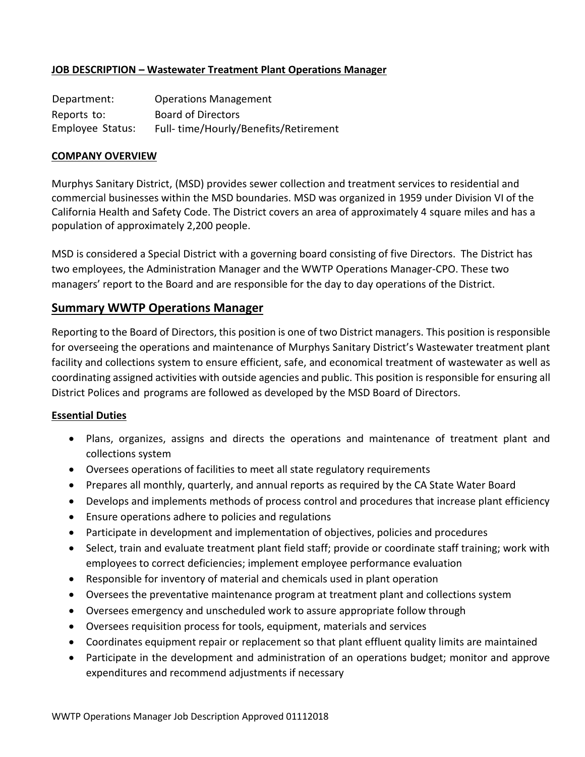**JOB DESCRIPTION – Wastewater Treatment Plant Operations Manager**

| | |
|---|---|
| Department: | Operations Management |
| Reports to: | Board of Directors |
| Employee Status: | Full- time/Hourly/Benefits/Retirement |

**COMPANY OVERVIEW**

Murphys Sanitary District, (MSD) provides sewer collection and treatment services to residential and commercial businesses within the MSD boundaries. MSD was organized in 1959 under Division VI of the California Health and Safety Code. The District covers an area of approximately 4 square miles and has a population of approximately 2,200 people.

MSD is considered a Special District with a governing board consisting of five Directors. The District has two employees, the Administration Manager and the WWTP Operations Manager-CPO. These two managers' report to the Board and are responsible for the day to day operations of the District.

## Summary WWTP Operations Manager

Reporting to the Board of Directors, this position is one of two District managers. This position is responsible for overseeing the operations and maintenance of Murphys Sanitary District's Wastewater treatment plant facility and collections system to ensure efficient, safe, and economical treatment of wastewater as well as coordinating assigned activities with outside agencies and public. This position is responsible for ensuring all District Polices and programs are followed as developed by the MSD Board of Directors.

**Essential Duties**

- Plans, organizes, assigns and directs the operations and maintenance of treatment plant and collections system
- Oversees operations of facilities to meet all state regulatory requirements
- Prepares all monthly, quarterly, and annual reports as required by the CA State Water Board
- Develops and implements methods of process control and procedures that increase plant efficiency
- Ensure operations adhere to policies and regulations
- Participate in development and implementation of objectives, policies and procedures
- Select, train and evaluate treatment plant field staff; provide or coordinate staff training; work with employees to correct deficiencies; implement employee performance evaluation
- Responsible for inventory of material and chemicals used in plant operation
- Oversees the preventative maintenance program at treatment plant and collections system
- Oversees emergency and unscheduled work to assure appropriate follow through
- Oversees requisition process for tools, equipment, materials and services
- Coordinates equipment repair or replacement so that plant effluent quality limits are maintained
- Participate in the development and administration of an operations budget; monitor and approve expenditures and recommend adjustments if necessary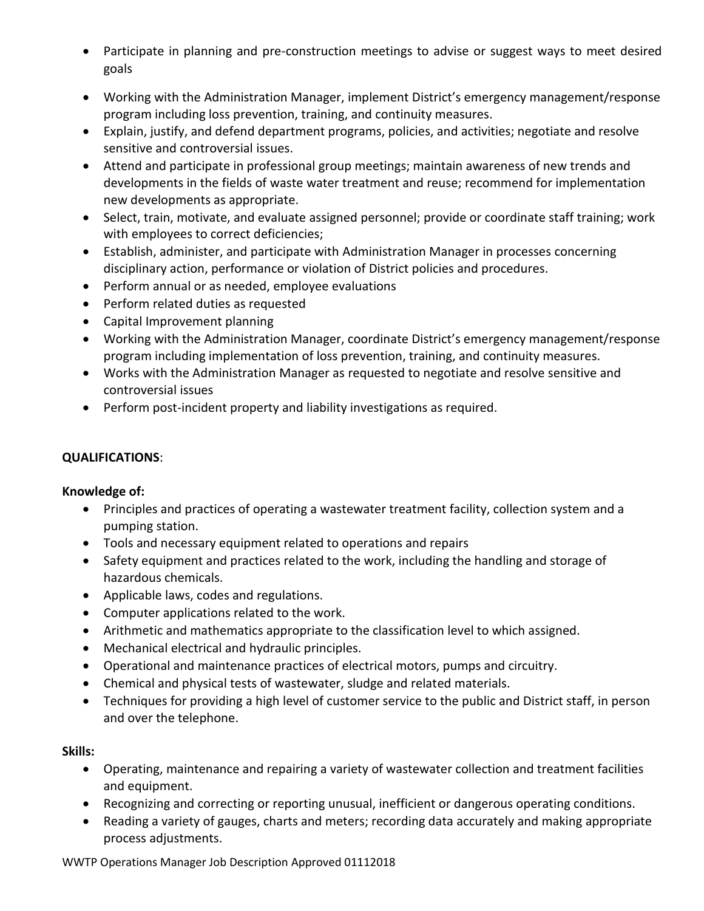- Participate in planning and pre-construction meetings to advise or suggest ways to meet desired goals
- Working with the Administration Manager, implement District's emergency management/response program including loss prevention, training, and continuity measures.
- Explain, justify, and defend department programs, policies, and activities; negotiate and resolve sensitive and controversial issues.
- Attend and participate in professional group meetings; maintain awareness of new trends and developments in the fields of waste water treatment and reuse; recommend for implementation new developments as appropriate.
- Select, train, motivate, and evaluate assigned personnel; provide or coordinate staff training; work with employees to correct deficiencies;
- Establish, administer, and participate with Administration Manager in processes concerning disciplinary action, performance or violation of District policies and procedures.
- Perform annual or as needed, employee evaluations
- Perform related duties as requested
- Capital Improvement planning
- Working with the Administration Manager, coordinate District's emergency management/response program including implementation of loss prevention, training, and continuity measures.
- Works with the Administration Manager as requested to negotiate and resolve sensitive and controversial issues
- Perform post-incident property and liability investigations as required.

**QUALIFICATIONS**:

**Knowledge of:**

- Principles and practices of operating a wastewater treatment facility, collection system and a pumping station.
- Tools and necessary equipment related to operations and repairs
- Safety equipment and practices related to the work, including the handling and storage of hazardous chemicals.
- Applicable laws, codes and regulations.
- Computer applications related to the work.
- Arithmetic and mathematics appropriate to the classification level to which assigned.
- Mechanical electrical and hydraulic principles.
- Operational and maintenance practices of electrical motors, pumps and circuitry.
- Chemical and physical tests of wastewater, sludge and related materials.
- Techniques for providing a high level of customer service to the public and District staff, in person and over the telephone.

**Skills:**

- Operating, maintenance and repairing a variety of wastewater collection and treatment facilities and equipment.
- Recognizing and correcting or reporting unusual, inefficient or dangerous operating conditions.
- Reading a variety of gauges, charts and meters; recording data accurately and making appropriate process adjustments.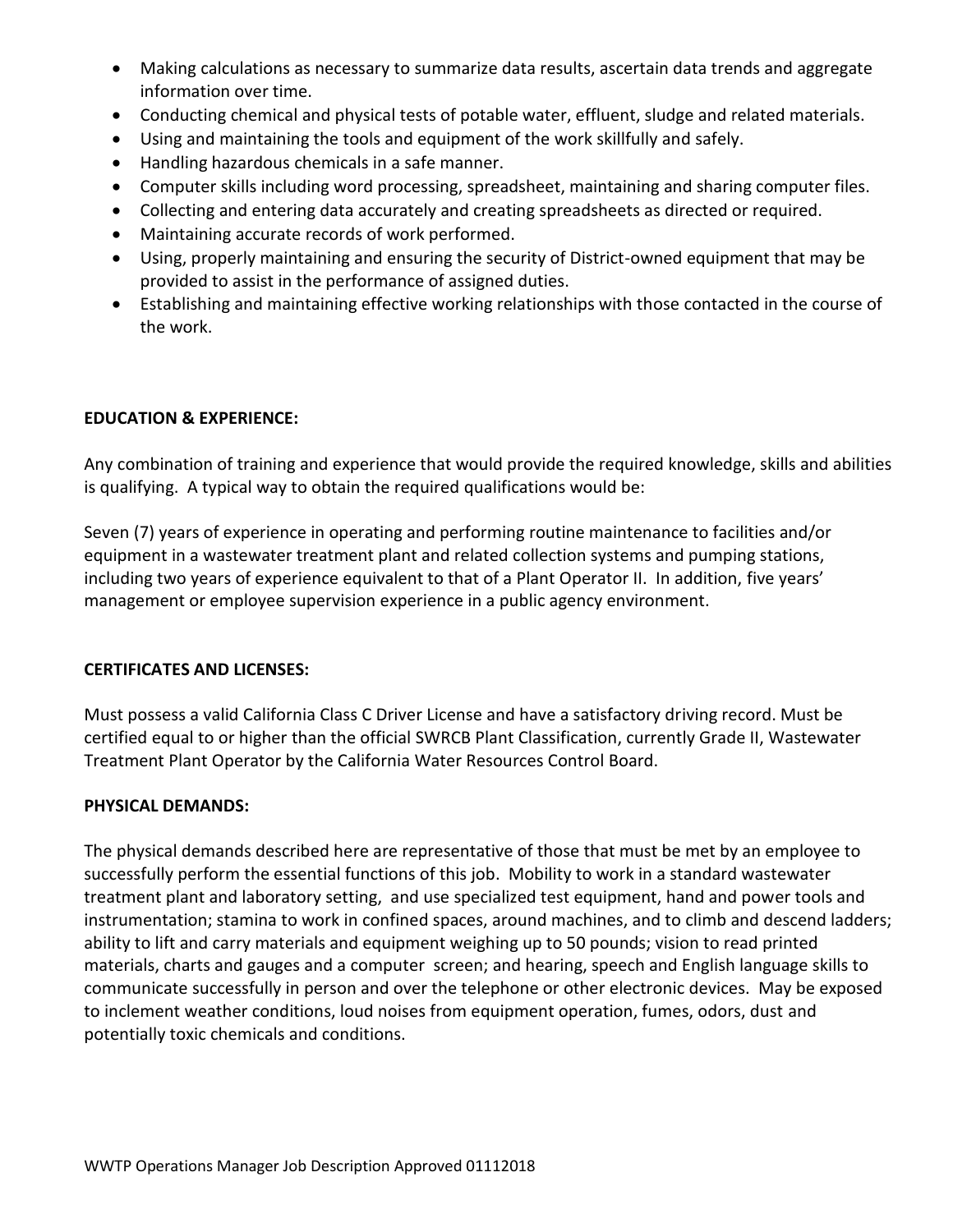- Making calculations as necessary to summarize data results, ascertain data trends and aggregate information over time.
- Conducting chemical and physical tests of potable water, effluent, sludge and related materials.
- Using and maintaining the tools and equipment of the work skillfully and safely.
- Handling hazardous chemicals in a safe manner.
- Computer skills including word processing, spreadsheet, maintaining and sharing computer files.
- Collecting and entering data accurately and creating spreadsheets as directed or required.
- Maintaining accurate records of work performed.
- Using, properly maintaining and ensuring the security of District-owned equipment that may be provided to assist in the performance of assigned duties.
- Establishing and maintaining effective working relationships with those contacted in the course of the work.

**EDUCATION & EXPERIENCE:**

Any combination of training and experience that would provide the required knowledge, skills and abilities is qualifying. A typical way to obtain the required qualifications would be:

Seven (7) years of experience in operating and performing routine maintenance to facilities and/or equipment in a wastewater treatment plant and related collection systems and pumping stations, including two years of experience equivalent to that of a Plant Operator II. In addition, five years' management or employee supervision experience in a public agency environment.

**CERTIFICATES AND LICENSES:**

Must possess a valid California Class C Driver License and have a satisfactory driving record. Must be certified equal to or higher than the official SWRCB Plant Classification, currently Grade II, Wastewater Treatment Plant Operator by the California Water Resources Control Board.

**PHYSICAL DEMANDS:**

The physical demands described here are representative of those that must be met by an employee to successfully perform the essential functions of this job. Mobility to work in a standard wastewater treatment plant and laboratory setting, and use specialized test equipment, hand and power tools and instrumentation; stamina to work in confined spaces, around machines, and to climb and descend ladders; ability to lift and carry materials and equipment weighing up to 50 pounds; vision to read printed materials, charts and gauges and a computer screen; and hearing, speech and English language skills to communicate successfully in person and over the telephone or other electronic devices. May be exposed to inclement weather conditions, loud noises from equipment operation, fumes, odors, dust and potentially toxic chemicals and conditions.